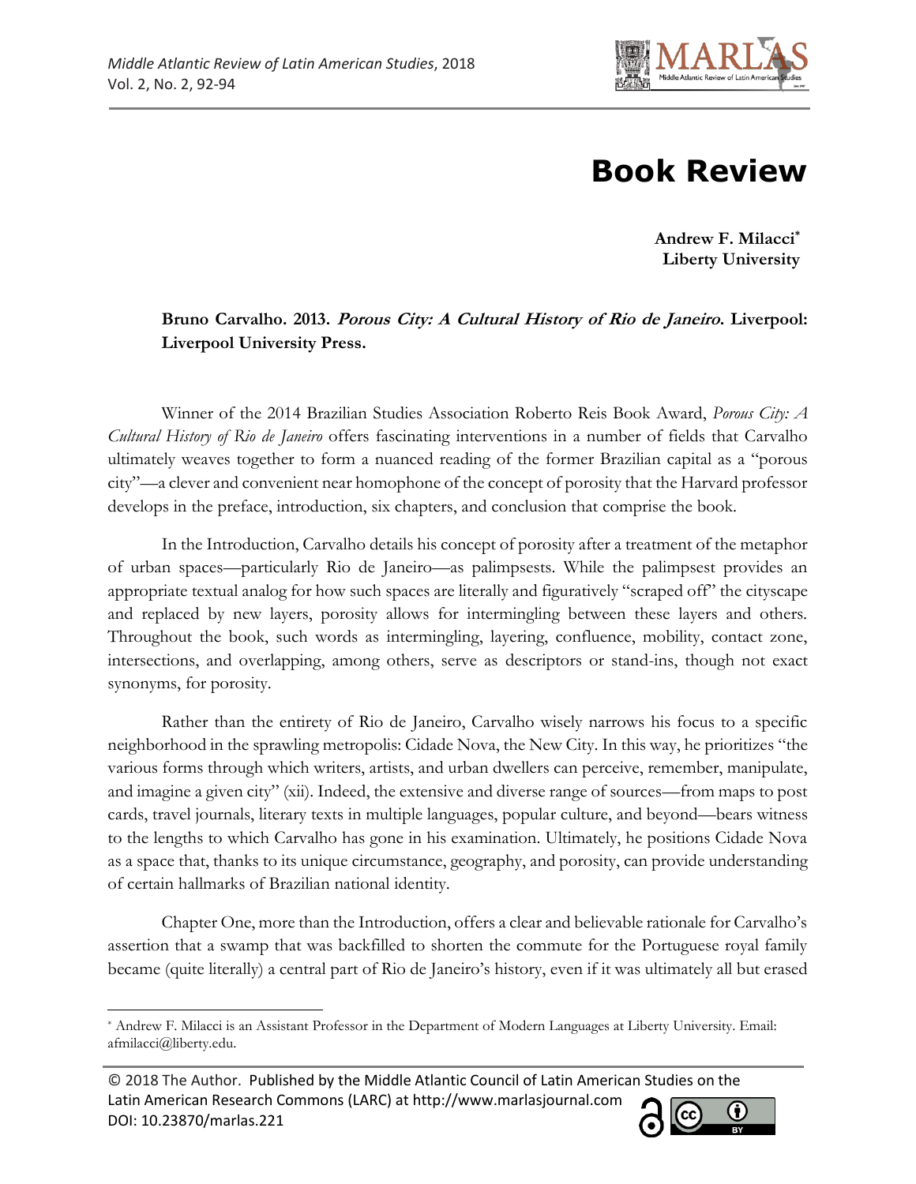# Book Review

**Andrew F. Milacci***
**Liberty University**

**Bruno Carvalho. 2013. *Porous City: A Cultural History of Rio de Janeiro*. Liverpool: Liverpool University Press.**

Winner of the 2014 Brazilian Studies Association Roberto Reis Book Award, *Porous City: A Cultural History of Rio de Janeiro* offers fascinating interventions in a number of fields that Carvalho ultimately weaves together to form a nuanced reading of the former Brazilian capital as a "porous city"—a clever and convenient near homophone of the concept of porosity that the Harvard professor develops in the preface, introduction, six chapters, and conclusion that comprise the book.

In the Introduction, Carvalho details his concept of porosity after a treatment of the metaphor of urban spaces—particularly Rio de Janeiro—as palimpsests. While the palimpsest provides an appropriate textual analog for how such spaces are literally and figuratively "scraped off" the cityscape and replaced by new layers, porosity allows for intermingling between these layers and others. Throughout the book, such words as intermingling, layering, confluence, mobility, contact zone, intersections, and overlapping, among others, serve as descriptors or stand-ins, though not exact synonyms, for porosity.

Rather than the entirety of Rio de Janeiro, Carvalho wisely narrows his focus to a specific neighborhood in the sprawling metropolis: Cidade Nova, the New City. In this way, he prioritizes "the various forms through which writers, artists, and urban dwellers can perceive, remember, manipulate, and imagine a given city" (xii). Indeed, the extensive and diverse range of sources—from maps to post cards, travel journals, literary texts in multiple languages, popular culture, and beyond—bears witness to the lengths to which Carvalho has gone in his examination. Ultimately, he positions Cidade Nova as a space that, thanks to its unique circumstance, geography, and porosity, can provide understanding of certain hallmarks of Brazilian national identity.

Chapter One, more than the Introduction, offers a clear and believable rationale for Carvalho's assertion that a swamp that was backfilled to shorten the commute for the Portuguese royal family became (quite literally) a central part of Rio de Janeiro's history, even if it was ultimately all but erased

---

* Andrew F. Milacci is an Assistant Professor in the Department of Modern Languages at Liberty University. Email: afmilacci@liberty.edu.

© 2018 The Author. Published by the Middle Atlantic Council of Latin American Studies on the Latin American Research Commons (LARC) at http://www.marlasjournal.com
DOI: 10.23870/marlas.221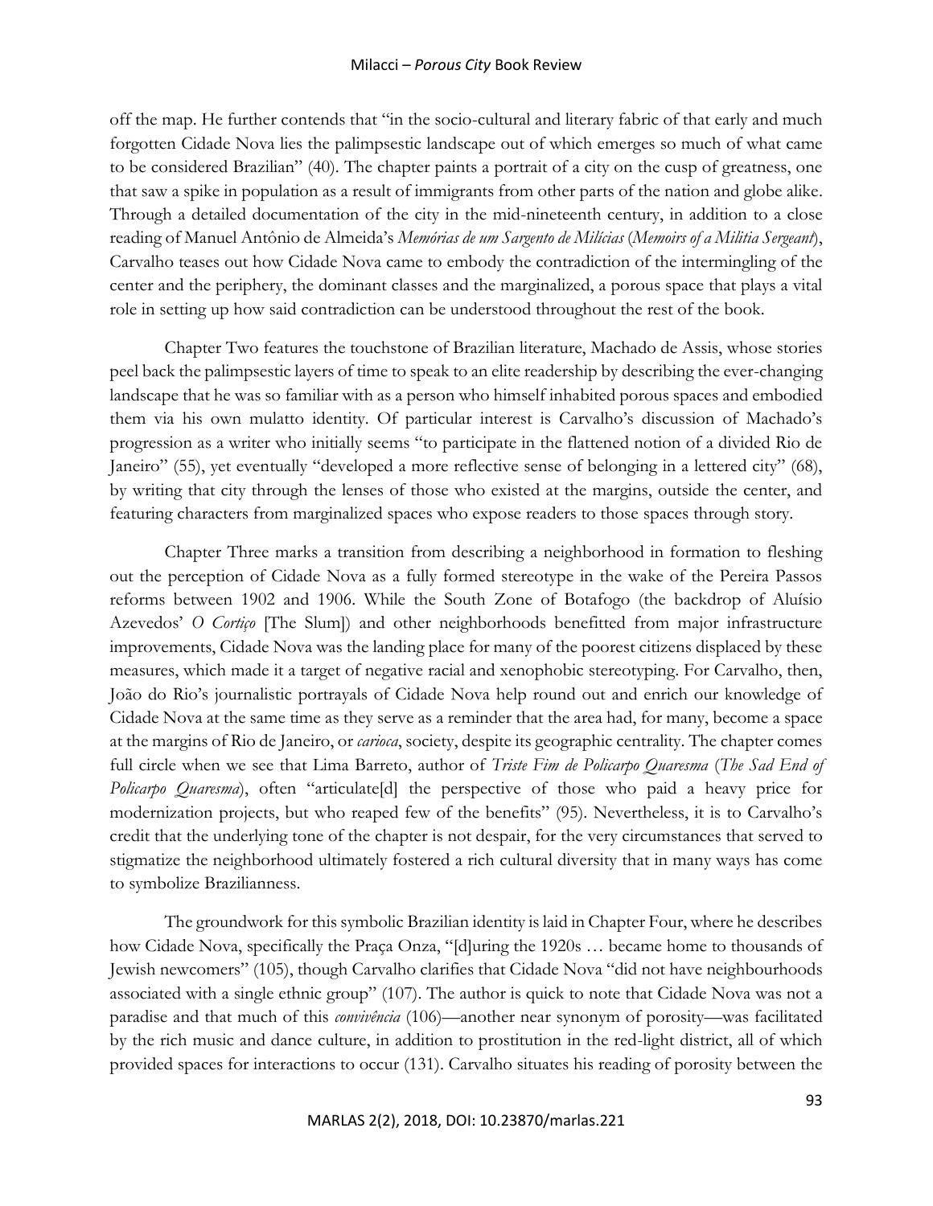off the map. He further contends that "in the socio-cultural and literary fabric of that early and much forgotten Cidade Nova lies the palimpsestic landscape out of which emerges so much of what came to be considered Brazilian" (40). The chapter paints a portrait of a city on the cusp of greatness, one that saw a spike in population as a result of immigrants from other parts of the nation and globe alike. Through a detailed documentation of the city in the mid-nineteenth century, in addition to a close reading of Manuel Antônio de Almeida's *Memórias de um Sargento de Milícias* (*Memoirs of a Militia Sergeant*), Carvalho teases out how Cidade Nova came to embody the contradiction of the intermingling of the center and the periphery, the dominant classes and the marginalized, a porous space that plays a vital role in setting up how said contradiction can be understood throughout the rest of the book.

Chapter Two features the touchstone of Brazilian literature, Machado de Assis, whose stories peel back the palimpsestic layers of time to speak to an elite readership by describing the ever-changing landscape that he was so familiar with as a person who himself inhabited porous spaces and embodied them via his own mulatto identity. Of particular interest is Carvalho's discussion of Machado's progression as a writer who initially seems "to participate in the flattened notion of a divided Rio de Janeiro" (55), yet eventually "developed a more reflective sense of belonging in a lettered city" (68), by writing that city through the lenses of those who existed at the margins, outside the center, and featuring characters from marginalized spaces who expose readers to those spaces through story.

Chapter Three marks a transition from describing a neighborhood in formation to fleshing out the perception of Cidade Nova as a fully formed stereotype in the wake of the Pereira Passos reforms between 1902 and 1906. While the South Zone of Botafogo (the backdrop of Aluísio Azevedos' *O Cortiço* [The Slum]) and other neighborhoods benefitted from major infrastructure improvements, Cidade Nova was the landing place for many of the poorest citizens displaced by these measures, which made it a target of negative racial and xenophobic stereotyping. For Carvalho, then, João do Rio's journalistic portrayals of Cidade Nova help round out and enrich our knowledge of Cidade Nova at the same time as they serve as a reminder that the area had, for many, become a space at the margins of Rio de Janeiro, or *carioca*, society, despite its geographic centrality. The chapter comes full circle when we see that Lima Barreto, author of *Triste Fim de Policarpo Quaresma* (*The Sad End of Policarpo Quaresma*), often "articulate[d] the perspective of those who paid a heavy price for modernization projects, but who reaped few of the benefits" (95). Nevertheless, it is to Carvalho's credit that the underlying tone of the chapter is not despair, for the very circumstances that served to stigmatize the neighborhood ultimately fostered a rich cultural diversity that in many ways has come to symbolize Brazilianness.

The groundwork for this symbolic Brazilian identity is laid in Chapter Four, where he describes how Cidade Nova, specifically the Praça Onza, "[d]uring the 1920s … became home to thousands of Jewish newcomers" (105), though Carvalho clarifies that Cidade Nova "did not have neighbourhoods associated with a single ethnic group" (107). The author is quick to note that Cidade Nova was not a paradise and that much of this *convivência* (106)—another near synonym of porosity—was facilitated by the rich music and dance culture, in addition to prostitution in the red-light district, all of which provided spaces for interactions to occur (131). Carvalho situates his reading of porosity between the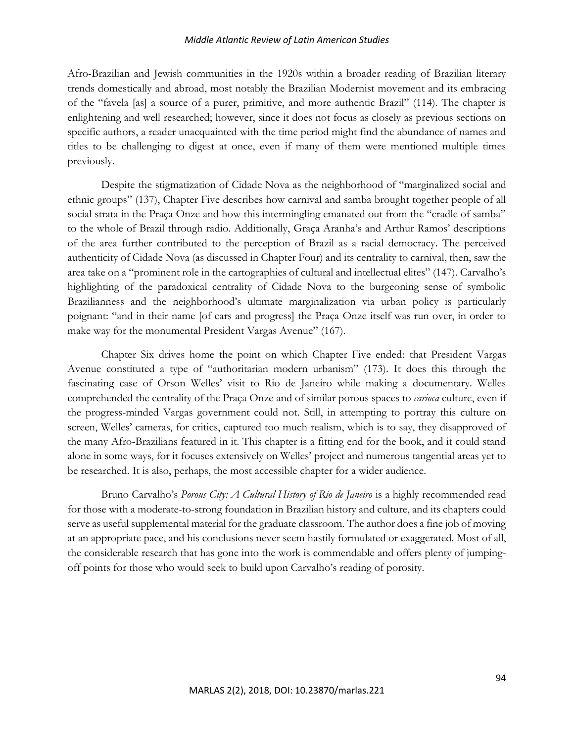Afro-Brazilian and Jewish communities in the 1920s within a broader reading of Brazilian literary trends domestically and abroad, most notably the Brazilian Modernist movement and its embracing of the "favela [as] a source of a purer, primitive, and more authentic Brazil" (114). The chapter is enlightening and well researched; however, since it does not focus as closely as previous sections on specific authors, a reader unacquainted with the time period might find the abundance of names and titles to be challenging to digest at once, even if many of them were mentioned multiple times previously.

Despite the stigmatization of Cidade Nova as the neighborhood of "marginalized social and ethnic groups" (137), Chapter Five describes how carnival and samba brought together people of all social strata in the Praça Onze and how this intermingling emanated out from the "cradle of samba" to the whole of Brazil through radio. Additionally, Graça Aranha's and Arthur Ramos' descriptions of the area further contributed to the perception of Brazil as a racial democracy. The perceived authenticity of Cidade Nova (as discussed in Chapter Four) and its centrality to carnival, then, saw the area take on a "prominent role in the cartographies of cultural and intellectual elites" (147). Carvalho's highlighting of the paradoxical centrality of Cidade Nova to the burgeoning sense of symbolic Brazilianness and the neighborhood's ultimate marginalization via urban policy is particularly poignant: "and in their name [of cars and progress] the Praça Onze itself was run over, in order to make way for the monumental President Vargas Avenue" (167).

Chapter Six drives home the point on which Chapter Five ended: that President Vargas Avenue constituted a type of "authoritarian modern urbanism" (173). It does this through the fascinating case of Orson Welles' visit to Rio de Janeiro while making a documentary. Welles comprehended the centrality of the Praça Onze and of similar porous spaces to *carioca* culture, even if the progress-minded Vargas government could not. Still, in attempting to portray this culture on screen, Welles' cameras, for critics, captured too much realism, which is to say, they disapproved of the many Afro-Brazilians featured in it. This chapter is a fitting end for the book, and it could stand alone in some ways, for it focuses extensively on Welles' project and numerous tangential areas yet to be researched. It is also, perhaps, the most accessible chapter for a wider audience.

Bruno Carvalho's *Porous City: A Cultural History of Rio de Janeiro* is a highly recommended read for those with a moderate-to-strong foundation in Brazilian history and culture, and its chapters could serve as useful supplemental material for the graduate classroom. The author does a fine job of moving at an appropriate pace, and his conclusions never seem hastily formulated or exaggerated. Most of all, the considerable research that has gone into the work is commendable and offers plenty of jumping-off points for those who would seek to build upon Carvalho's reading of porosity.